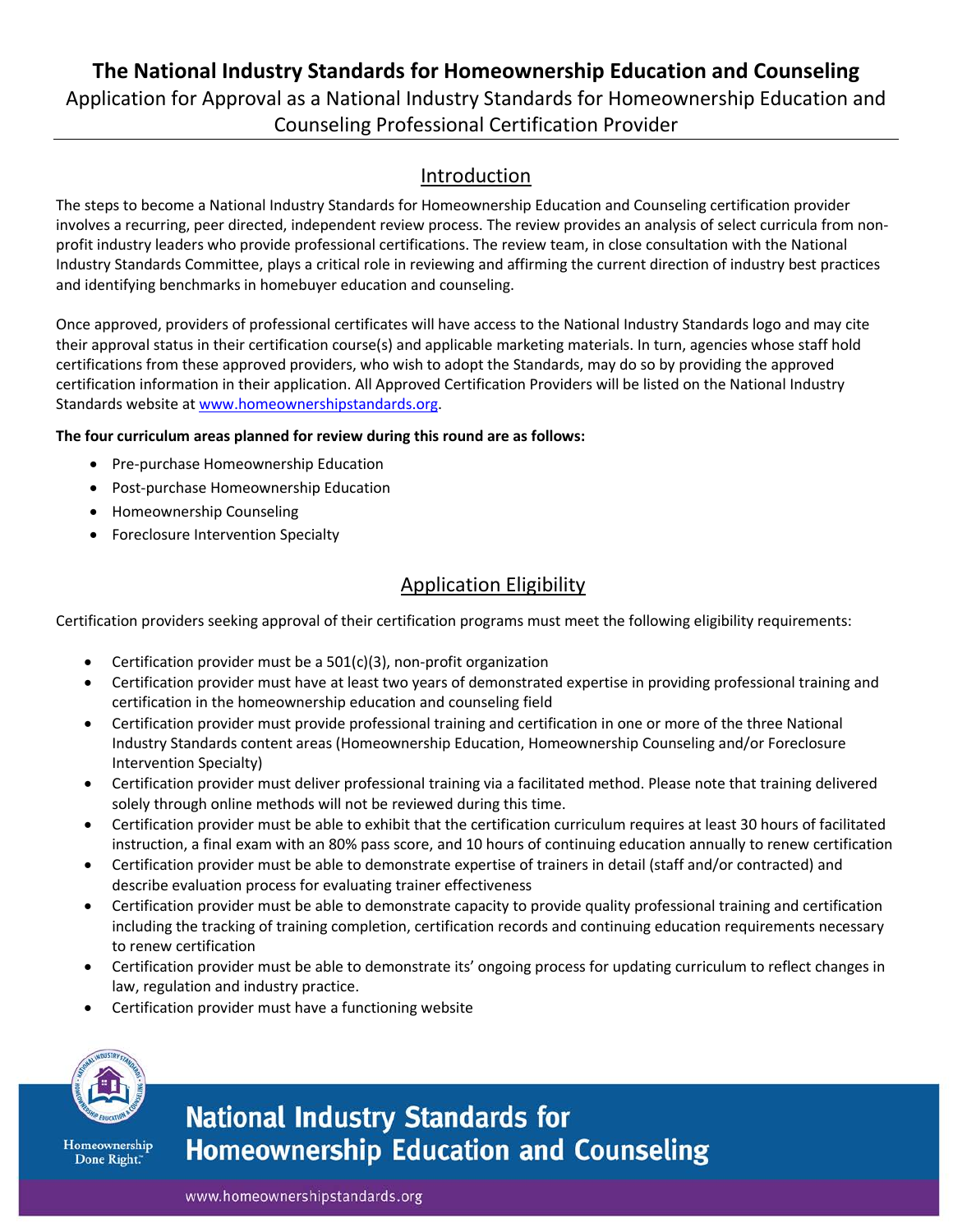# The National Industry Standards for Homeownership Education and Counseling

Application for Approval as a National Industry Standards for Homeownership Education and Counseling Professional Certification Provider

## Introduction

The steps to become a National Industry Standards for Homeownership Education and Counseling certification provider involves a recurring, peer directed, independent review process. The review provides an analysis of select curricula from non-profit industry leaders who provide professional certifications. The review team, in close consultation with the National Industry Standards Committee, plays a critical role in reviewing and affirming the current direction of industry best practices and identifying benchmarks in homebuyer education and counseling.

Once approved, providers of professional certificates will have access to the National Industry Standards logo and may cite their approval status in their certification course(s) and applicable marketing materials. In turn, agencies whose staff hold certifications from these approved providers, who wish to adopt the Standards, may do so by providing the approved certification information in their application. All Approved Certification Providers will be listed on the National Industry Standards website at www.homeownershipstandards.org.

**The four curriculum areas planned for review during this round are as follows:**

- Pre-purchase Homeownership Education
- Post-purchase Homeownership Education
- Homeownership Counseling
- Foreclosure Intervention Specialty

## Application Eligibility

Certification providers seeking approval of their certification programs must meet the following eligibility requirements:

- Certification provider must be a 501(c)(3), non-profit organization
- Certification provider must have at least two years of demonstrated expertise in providing professional training and certification in the homeownership education and counseling field
- Certification provider must provide professional training and certification in one or more of the three National Industry Standards content areas (Homeownership Education, Homeownership Counseling and/or Foreclosure Intervention Specialty)
- Certification provider must deliver professional training via a facilitated method. Please note that training delivered solely through online methods will not be reviewed during this time.
- Certification provider must be able to exhibit that the certification curriculum requires at least 30 hours of facilitated instruction, a final exam with an 80% pass score, and 10 hours of continuing education annually to renew certification
- Certification provider must be able to demonstrate expertise of trainers in detail (staff and/or contracted) and describe evaluation process for evaluating trainer effectiveness
- Certification provider must be able to demonstrate capacity to provide quality professional training and certification including the tracking of training completion, certification records and continuing education requirements necessary to renew certification
- Certification provider must be able to demonstrate its' ongoing process for updating curriculum to reflect changes in law, regulation and industry practice.
- Certification provider must have a functioning website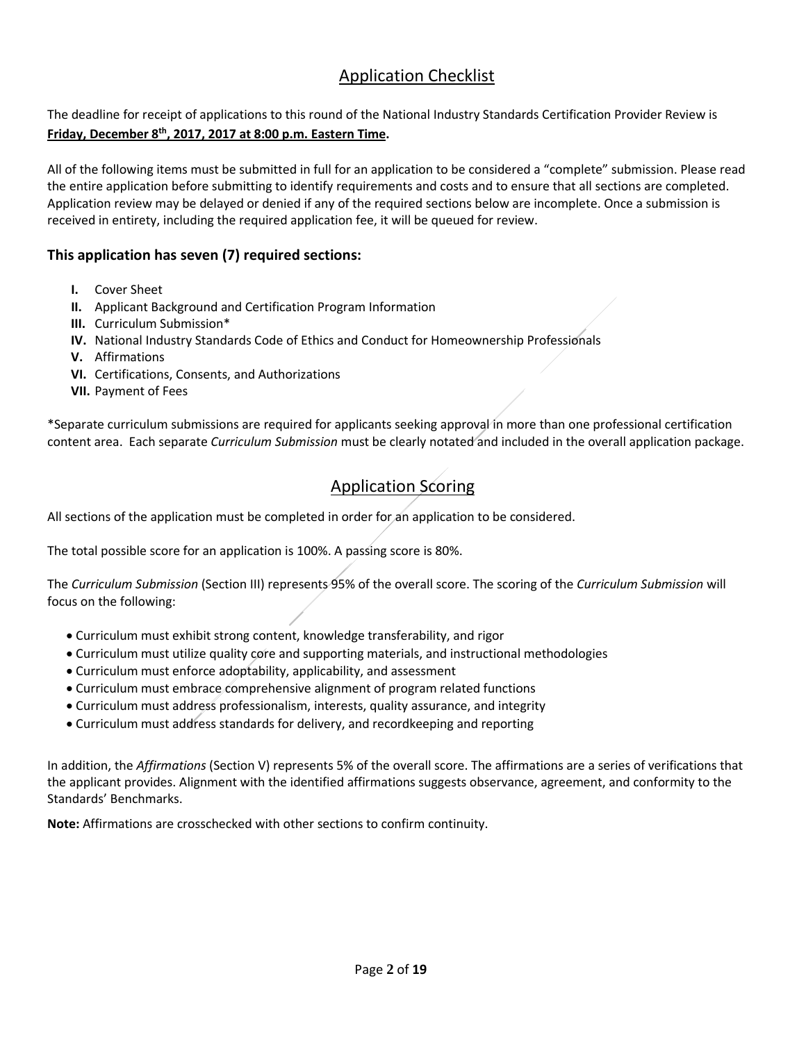## Application Checklist

The deadline for receipt of applications to this round of the National Industry Standards Certification Provider Review is **Friday, December 8th, 2017, 2017 at 8:00 p.m. Eastern Time.**

All of the following items must be submitted in full for an application to be considered a "complete" submission. Please read the entire application before submitting to identify requirements and costs and to ensure that all sections are completed. Application review may be delayed or denied if any of the required sections below are incomplete. Once a submission is received in entirety, including the required application fee, it will be queued for review.

### This application has seven (7) required sections:

- **I.** Cover Sheet
- **II.** Applicant Background and Certification Program Information
- **III.** Curriculum Submission*
- **IV.** National Industry Standards Code of Ethics and Conduct for Homeownership Professionals
- **V.** Affirmations
- **VI.** Certifications, Consents, and Authorizations
- **VII.** Payment of Fees

*Separate curriculum submissions are required for applicants seeking approval in more than one professional certification content area. Each separate *Curriculum Submission* must be clearly notated and included in the overall application package.

## Application Scoring

All sections of the application must be completed in order for an application to be considered.

The total possible score for an application is 100%. A passing score is 80%.

The *Curriculum Submission* (Section III) represents 95% of the overall score. The scoring of the *Curriculum Submission* will focus on the following:

- Curriculum must exhibit strong content, knowledge transferability, and rigor
- Curriculum must utilize quality core and supporting materials, and instructional methodologies
- Curriculum must enforce adoptability, applicability, and assessment
- Curriculum must embrace comprehensive alignment of program related functions
- Curriculum must address professionalism, interests, quality assurance, and integrity
- Curriculum must address standards for delivery, and recordkeeping and reporting

In addition, the *Affirmations* (Section V) represents 5% of the overall score. The affirmations are a series of verifications that the applicant provides. Alignment with the identified affirmations suggests observance, agreement, and conformity to the Standards' Benchmarks.

**Note:** Affirmations are crosschecked with other sections to confirm continuity.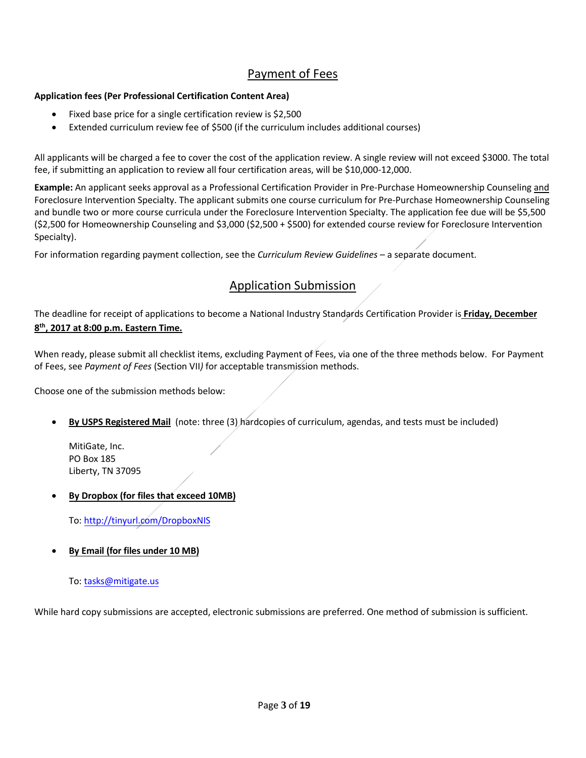## Payment of Fees

**Application fees (Per Professional Certification Content Area)**

- Fixed base price for a single certification review is $2,500
- Extended curriculum review fee of $500 (if the curriculum includes additional courses)

All applicants will be charged a fee to cover the cost of the application review. A single review will not exceed $3000. The total fee, if submitting an application to review all four certification areas, will be $10,000-12,000.

**Example:** An applicant seeks approval as a Professional Certification Provider in Pre-Purchase Homeownership Counseling and Foreclosure Intervention Specialty. The applicant submits one course curriculum for Pre-Purchase Homeownership Counseling and bundle two or more course curricula under the Foreclosure Intervention Specialty. The application fee due will be $5,500 ($2,500 for Homeownership Counseling and $3,000 ($2,500 + $500) for extended course review for Foreclosure Intervention Specialty).

For information regarding payment collection, see the *Curriculum Review Guidelines* – a separate document.

## Application Submission

The deadline for receipt of applications to become a National Industry Standards Certification Provider is **Friday, December 8th, 2017 at 8:00 p.m. Eastern Time.**

When ready, please submit all checklist items, excluding Payment of Fees, via one of the three methods below. For Payment of Fees, see *Payment of Fees* (Section VII*)* for acceptable transmission methods.

Choose one of the submission methods below:

- **By USPS Registered Mail** (note: three (3) hardcopies of curriculum, agendas, and tests must be included)

  MitiGate, Inc.
  PO Box 185
  Liberty, TN 37095

- **By Dropbox (for files that exceed 10MB)**

  To: http://tinyurl.com/DropboxNIS

- **By Email (for files under 10 MB)**

  To: tasks@mitigate.us

While hard copy submissions are accepted, electronic submissions are preferred. One method of submission is sufficient.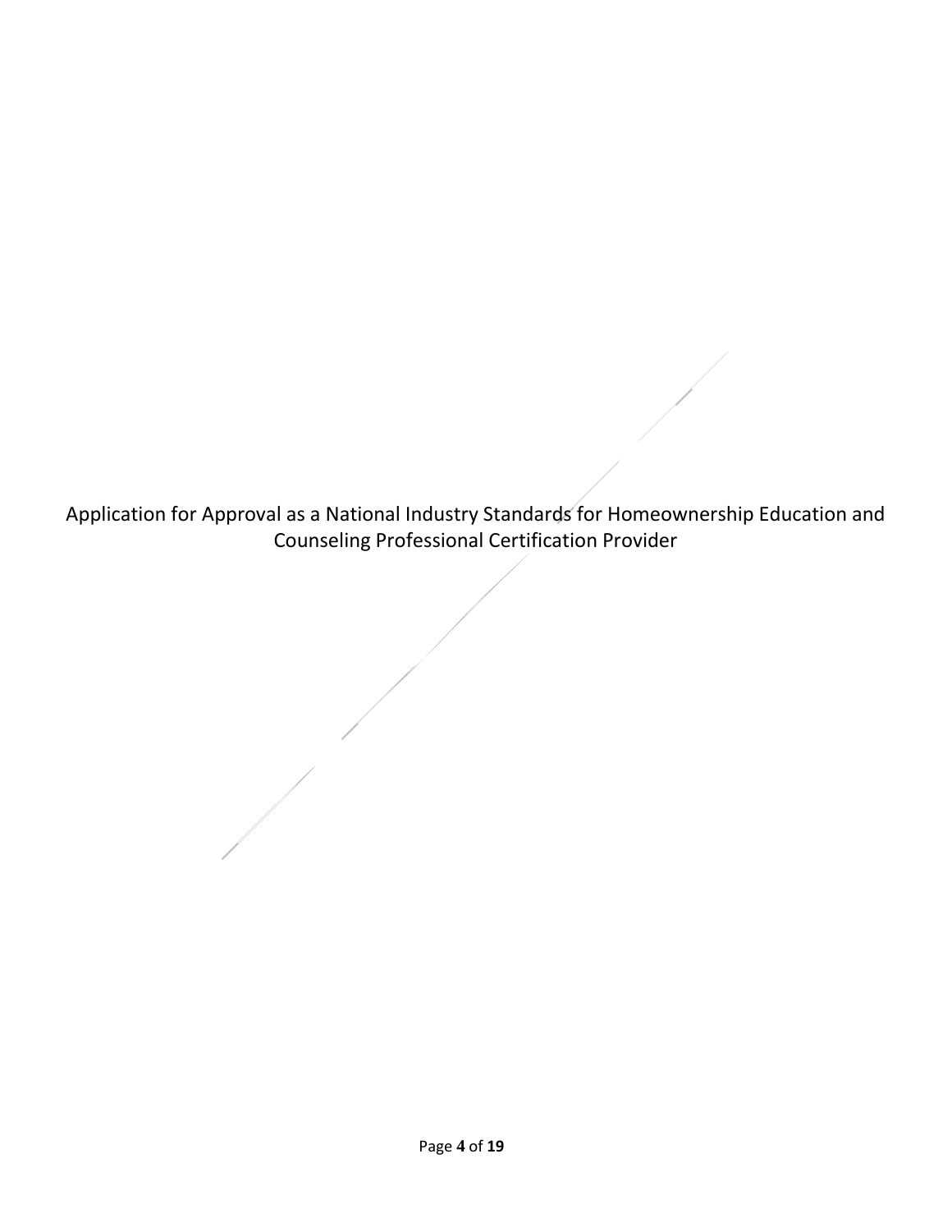# Application for Approval as a National Industry Standards for Homeownership Education and Counseling Professional Certification Provider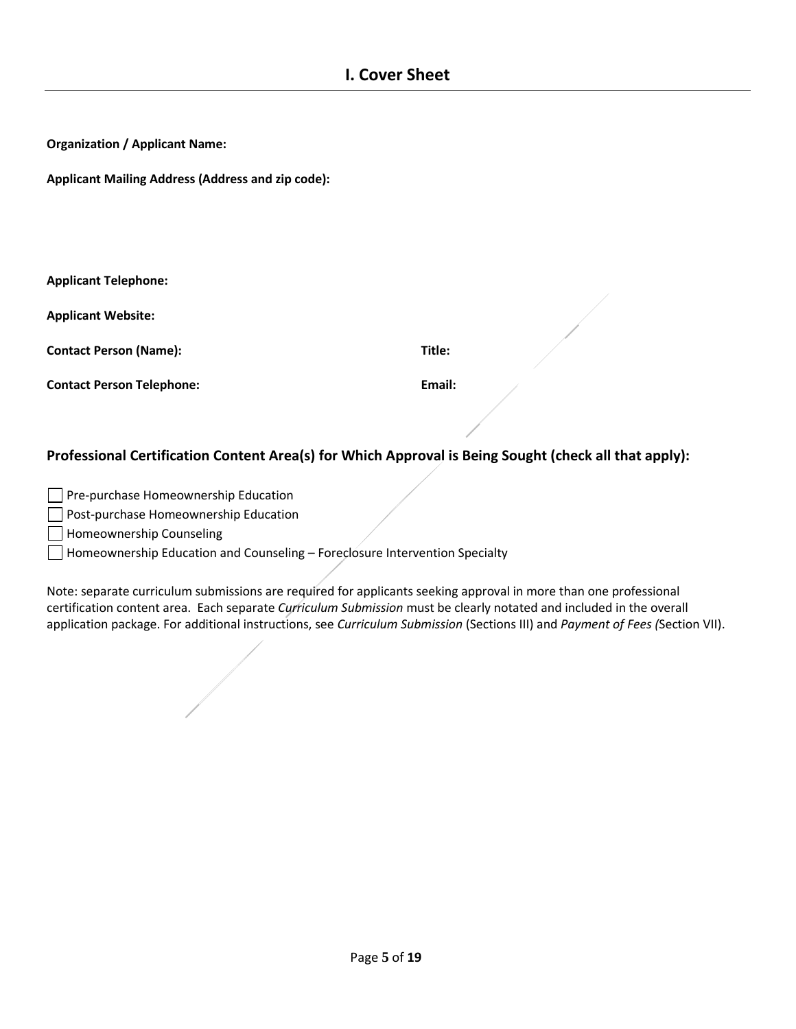# I. Cover Sheet

**Organization / Applicant Name:**

**Applicant Mailing Address (Address and zip code):**

**Applicant Telephone:**

**Applicant Website:**

**Contact Person (Name):** **Title:**

**Contact Person Telephone:** **Email:**

## Professional Certification Content Area(s) for Which Approval is Being Sought (check all that apply):

- ☐ Pre-purchase Homeownership Education
- ☐ Post-purchase Homeownership Education
- ☐ Homeownership Counseling
- ☐ Homeownership Education and Counseling – Foreclosure Intervention Specialty

Note: separate curriculum submissions are required for applicants seeking approval in more than one professional certification content area. Each separate *Curriculum Submission* must be clearly notated and included in the overall application package. For additional instructions, see *Curriculum Submission* (Sections III) and *Payment of Fees (*Section VII).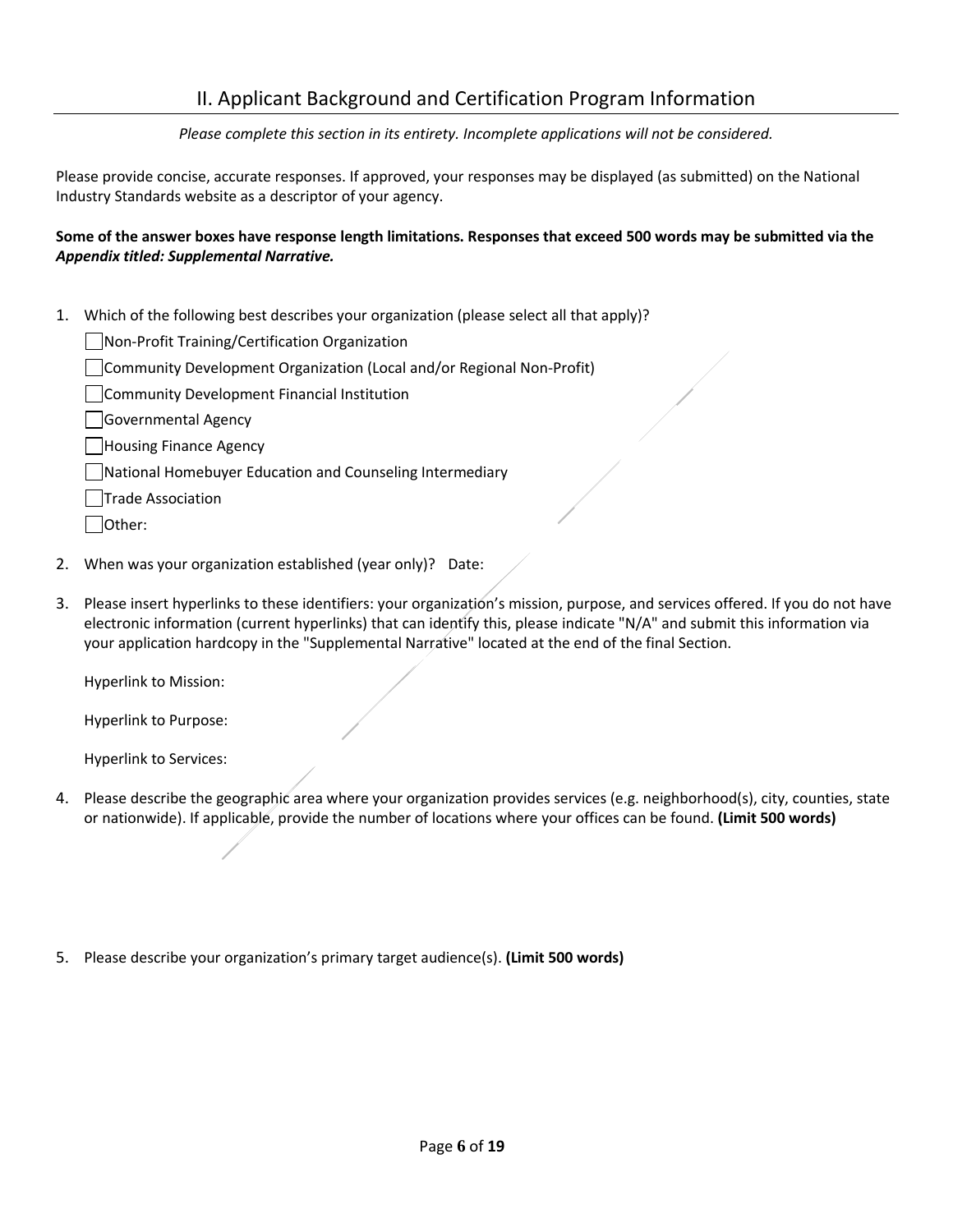## II. Applicant Background and Certification Program Information

*Please complete this section in its entirety. Incomplete applications will not be considered.*

Please provide concise, accurate responses. If approved, your responses may be displayed (as submitted) on the National Industry Standards website as a descriptor of your agency.

**Some of the answer boxes have response length limitations. Responses that exceed 500 words may be submitted via the *Appendix titled: Supplemental Narrative.***

1. Which of the following best describes your organization (please select all that apply)?
   - ☐ Non-Profit Training/Certification Organization
   - ☐ Community Development Organization (Local and/or Regional Non-Profit)
   - ☐ Community Development Financial Institution
   - ☐ Governmental Agency
   - ☐ Housing Finance Agency
   - ☐ National Homebuyer Education and Counseling Intermediary
   - ☐ Trade Association
   - ☐ Other:

2. When was your organization established (year only)? Date:

3. Please insert hyperlinks to these identifiers: your organization's mission, purpose, and services offered. If you do not have electronic information (current hyperlinks) that can identify this, please indicate "N/A" and submit this information via your application hardcopy in the "Supplemental Narrative" located at the end of the final Section.

   Hyperlink to Mission:

   Hyperlink to Purpose:

   Hyperlink to Services:

4. Please describe the geographic area where your organization provides services (e.g. neighborhood(s), city, counties, state or nationwide). If applicable, provide the number of locations where your offices can be found. **(Limit 500 words)**

5. Please describe your organization's primary target audience(s). **(Limit 500 words)**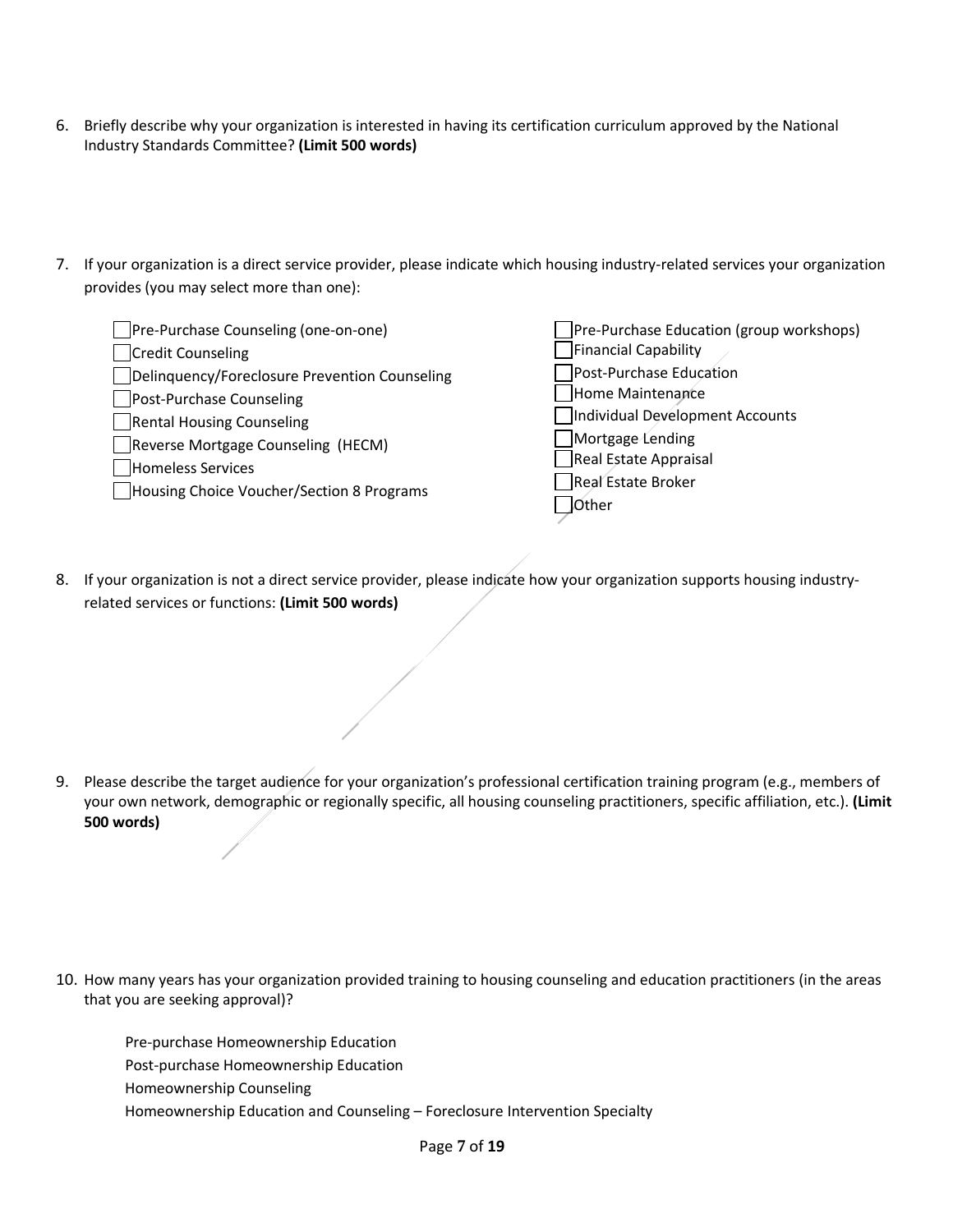6. Briefly describe why your organization is interested in having its certification curriculum approved by the National Industry Standards Committee? **(Limit 500 words)**

7. If your organization is a direct service provider, please indicate which housing industry-related services your organization provides (you may select more than one):

- ☐ Pre-Purchase Counseling (one-on-one)
- ☐ Credit Counseling
- ☐ Delinquency/Foreclosure Prevention Counseling
- ☐ Post-Purchase Counseling
- ☐ Rental Housing Counseling
- ☐ Reverse Mortgage Counseling (HECM)
- ☐ Homeless Services
- ☐ Housing Choice Voucher/Section 8 Programs
- ☐ Pre-Purchase Education (group workshops)
- ☐ Financial Capability
- ☐ Post-Purchase Education
- ☐ Home Maintenance
- ☐ Individual Development Accounts
- ☐ Mortgage Lending
- ☐ Real Estate Appraisal
- ☐ Real Estate Broker
- ☐ Other

8. If your organization is not a direct service provider, please indicate how your organization supports housing industry-related services or functions: **(Limit 500 words)**

9. Please describe the target audience for your organization's professional certification training program (e.g., members of your own network, demographic or regionally specific, all housing counseling practitioners, specific affiliation, etc.). **(Limit 500 words)**

10. How many years has your organization provided training to housing counseling and education practitioners (in the areas that you are seeking approval)?

    Pre-purchase Homeownership Education
    Post-purchase Homeownership Education
    Homeownership Counseling
    Homeownership Education and Counseling – Foreclosure Intervention Specialty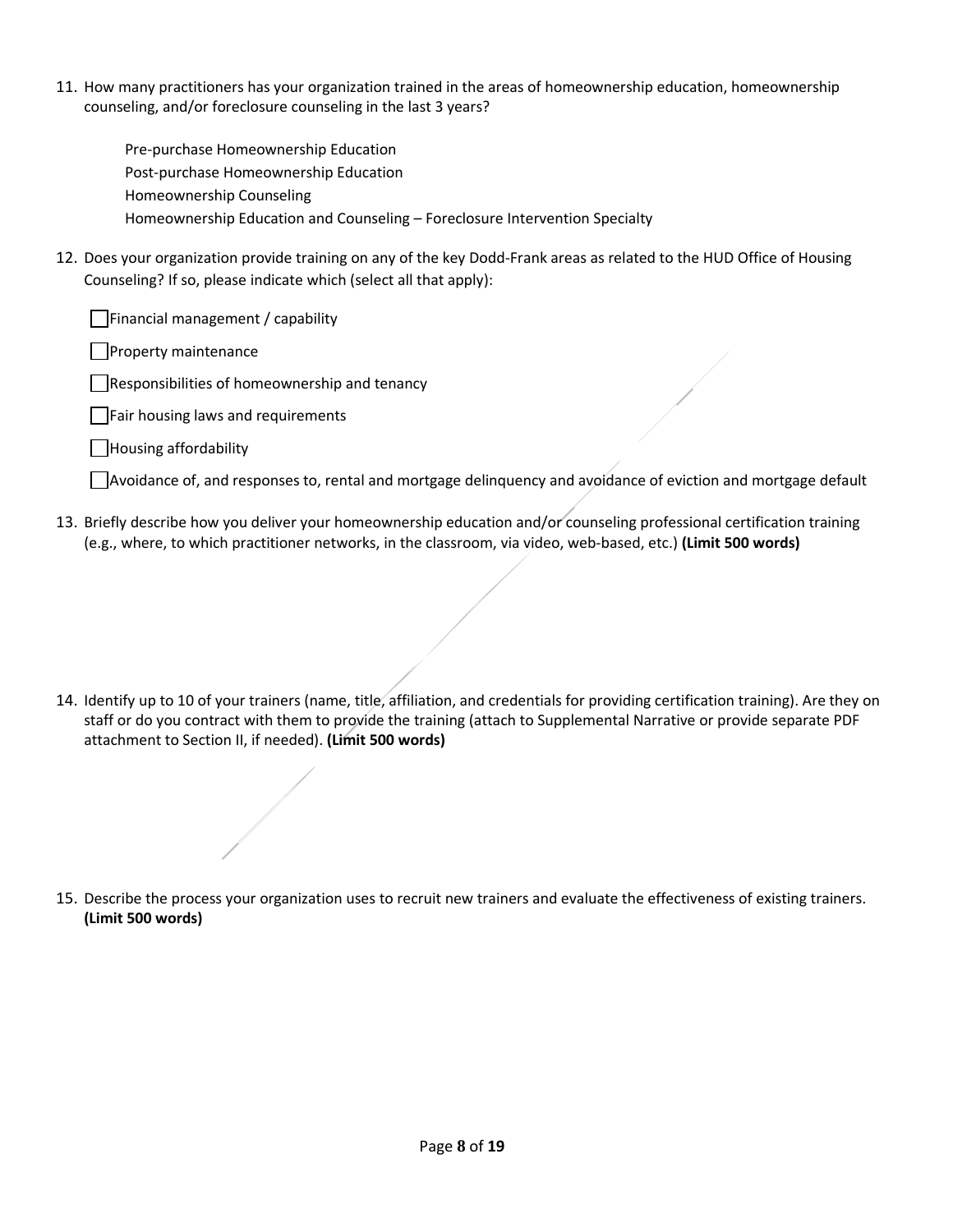11. How many practitioners has your organization trained in the areas of homeownership education, homeownership counseling, and/or foreclosure counseling in the last 3 years?

    Pre-purchase Homeownership Education
    Post-purchase Homeownership Education
    Homeownership Counseling
    Homeownership Education and Counseling – Foreclosure Intervention Specialty

12. Does your organization provide training on any of the key Dodd-Frank areas as related to the HUD Office of Housing Counseling? If so, please indicate which (select all that apply):

    - [ ] Financial management / capability
    - [ ] Property maintenance
    - [ ] Responsibilities of homeownership and tenancy
    - [ ] Fair housing laws and requirements
    - [ ] Housing affordability
    - [ ] Avoidance of, and responses to, rental and mortgage delinquency and avoidance of eviction and mortgage default

13. Briefly describe how you deliver your homeownership education and/or counseling professional certification training (e.g., where, to which practitioner networks, in the classroom, via video, web-based, etc.) **(Limit 500 words)**

14. Identify up to 10 of your trainers (name, title, affiliation, and credentials for providing certification training). Are they on staff or do you contract with them to provide the training (attach to Supplemental Narrative or provide separate PDF attachment to Section II, if needed). **(Limit 500 words)**

15. Describe the process your organization uses to recruit new trainers and evaluate the effectiveness of existing trainers. **(Limit 500 words)**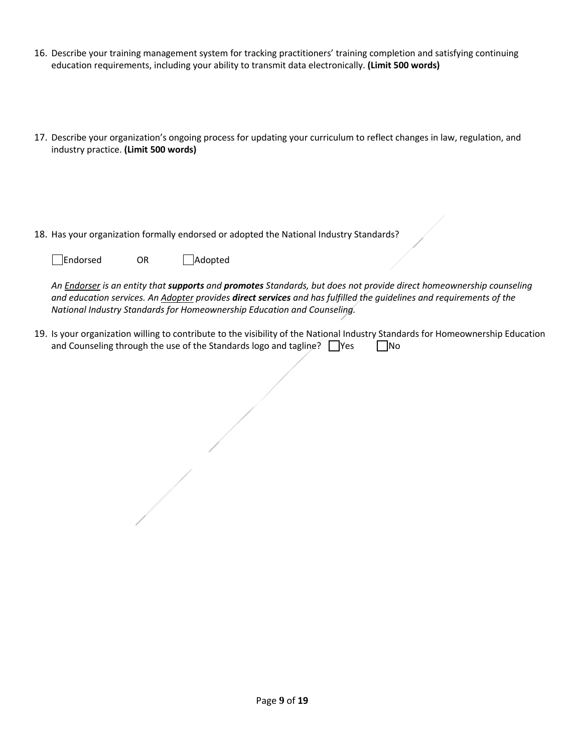16. Describe your training management system for tracking practitioners' training completion and satisfying continuing education requirements, including your ability to transmit data electronically. **(Limit 500 words)**

17. Describe your organization's ongoing process for updating your curriculum to reflect changes in law, regulation, and industry practice. **(Limit 500 words)**

18. Has your organization formally endorsed or adopted the National Industry Standards?

    ☐ Endorsed OR ☐ Adopted

    *An* ***<u>Endorser</u>*** *is an entity that* ***supports*** *and* ***promotes*** *Standards, but does not provide direct homeownership counseling and education services. An* ***<u>Adopter</u>*** *provides* ***direct services*** *and has fulfilled the guidelines and requirements of the National Industry Standards for Homeownership Education and Counseling.*

19. Is your organization willing to contribute to the visibility of the National Industry Standards for Homeownership Education and Counseling through the use of the Standards logo and tagline? ☐ Yes ☐ No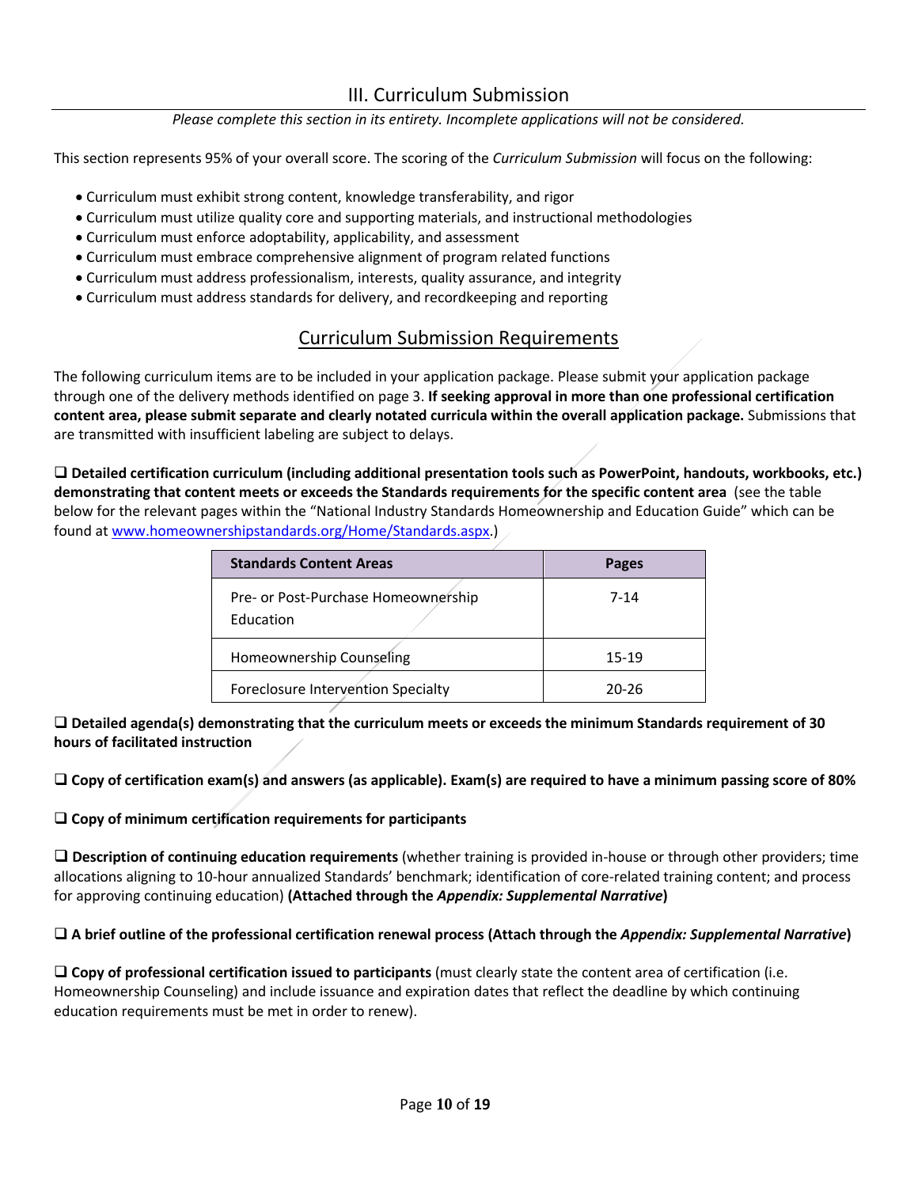## III. Curriculum Submission

*Please complete this section in its entirety. Incomplete applications will not be considered.*

This section represents 95% of your overall score. The scoring of the *Curriculum Submission* will focus on the following:

- Curriculum must exhibit strong content, knowledge transferability, and rigor
- Curriculum must utilize quality core and supporting materials, and instructional methodologies
- Curriculum must enforce adoptability, applicability, and assessment
- Curriculum must embrace comprehensive alignment of program related functions
- Curriculum must address professionalism, interests, quality assurance, and integrity
- Curriculum must address standards for delivery, and recordkeeping and reporting

### Curriculum Submission Requirements

The following curriculum items are to be included in your application package. Please submit your application package through one of the delivery methods identified on page 3. **If seeking approval in more than one professional certification content area, please submit separate and clearly notated curricula within the overall application package.** Submissions that are transmitted with insufficient labeling are subject to delays.

❑ **Detailed certification curriculum (including additional presentation tools such as PowerPoint, handouts, workbooks, etc.) demonstrating that content meets or exceeds the Standards requirements for the specific content area** (see the table below for the relevant pages within the "National Industry Standards Homeownership and Education Guide" which can be found at www.homeownershipstandards.org/Home/Standards.aspx.)

| Standards Content Areas | Pages |
|---|---|
| Pre- or Post-Purchase Homeownership Education | 7-14 |
| Homeownership Counseling | 15-19 |
| Foreclosure Intervention Specialty | 20-26 |

❑ **Detailed agenda(s) demonstrating that the curriculum meets or exceeds the minimum Standards requirement of 30 hours of facilitated instruction**

❑ **Copy of certification exam(s) and answers (as applicable). Exam(s) are required to have a minimum passing score of 80%**

❑ **Copy of minimum certification requirements for participants**

❑ **Description of continuing education requirements** (whether training is provided in-house or through other providers; time allocations aligning to 10-hour annualized Standards' benchmark; identification of core-related training content; and process for approving continuing education) **(Attached through the *Appendix: Supplemental Narrative*)**

❑ **A brief outline of the professional certification renewal process (Attach through the *Appendix: Supplemental Narrative*)**

❑ **Copy of professional certification issued to participants** (must clearly state the content area of certification (i.e. Homeownership Counseling) and include issuance and expiration dates that reflect the deadline by which continuing education requirements must be met in order to renew).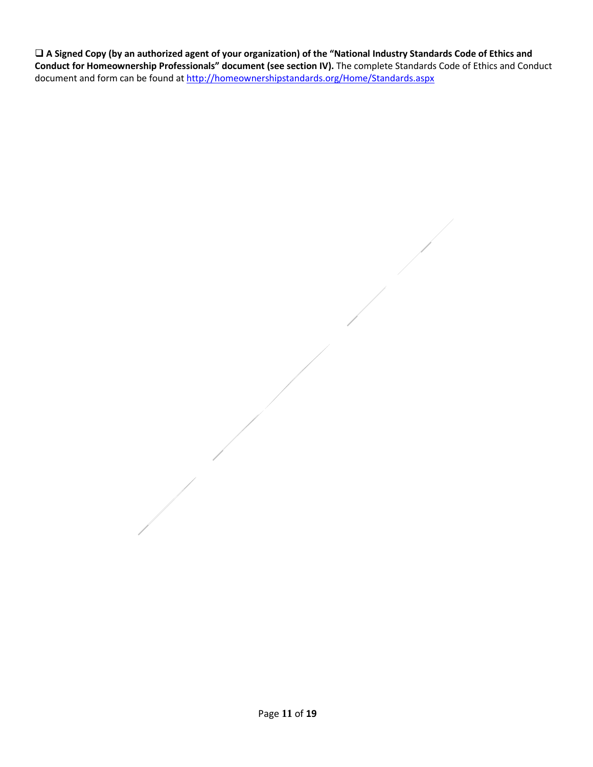❑ **A Signed Copy (by an authorized agent of your organization) of the "National Industry Standards Code of Ethics and Conduct for Homeownership Professionals" document (see section IV).** The complete Standards Code of Ethics and Conduct document and form can be found at http://homeownershipstandards.org/Home/Standards.aspx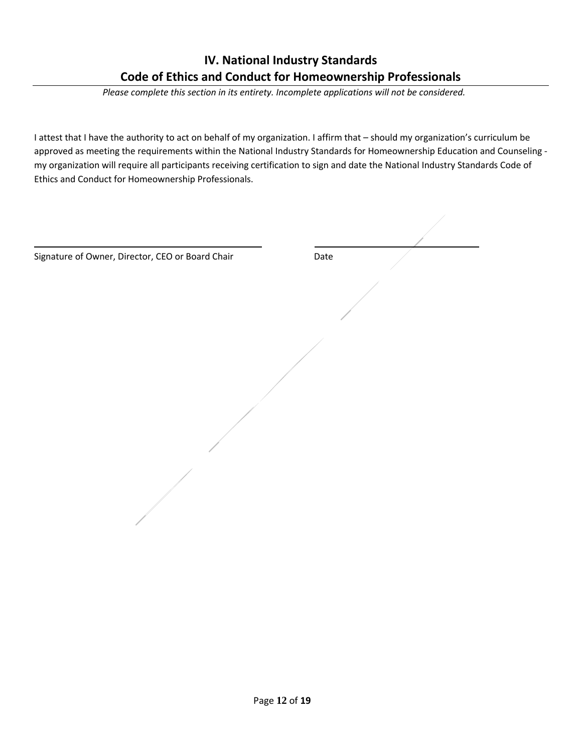## IV. National Industry Standards
## Code of Ethics and Conduct for Homeownership Professionals

*Please complete this section in its entirety. Incomplete applications will not be considered.*

I attest that I have the authority to act on behalf of my organization. I affirm that – should my organization's curriculum be approved as meeting the requirements within the National Industry Standards for Homeownership Education and Counseling - my organization will require all participants receiving certification to sign and date the National Industry Standards Code of Ethics and Conduct for Homeownership Professionals.

\_\_\_\_\_\_\_\_\_\_\_\_\_\_\_\_\_\_\_\_\_\_\_\_\_\_\_\_\_\_\_\_\_\_\_\_\_\_\_\_ \_\_\_\_\_\_\_\_\_\_\_\_\_\_\_\_\_\_\_\_\_\_\_\_\_\_\_\_\_\_

Signature of Owner, Director, CEO or Board Chair Date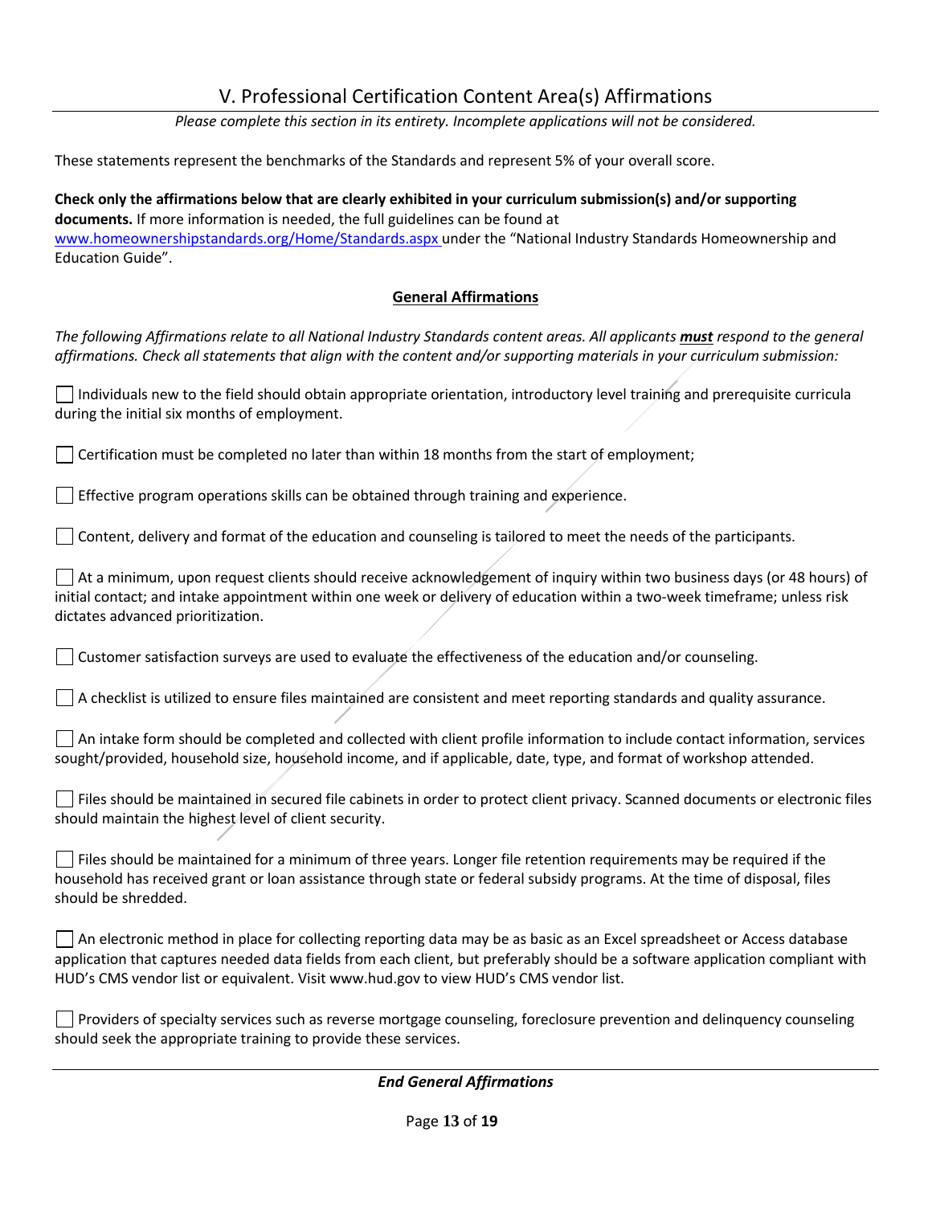## V. Professional Certification Content Area(s) Affirmations

*Please complete this section in its entirety. Incomplete applications will not be considered.*

These statements represent the benchmarks of the Standards and represent 5% of your overall score.

**Check only the affirmations below that are clearly exhibited in your curriculum submission(s) and/or supporting documents.** If more information is needed, the full guidelines can be found at www.homeownershipstandards.org/Home/Standards.aspx under the "National Industry Standards Homeownership and Education Guide".

### General Affirmations

*The following Affirmations relate to all National Industry Standards content areas. All applicants **must** respond to the general affirmations. Check all statements that align with the content and/or supporting materials in your curriculum submission:*

- [ ] Individuals new to the field should obtain appropriate orientation, introductory level training and prerequisite curricula during the initial six months of employment.
- [ ] Certification must be completed no later than within 18 months from the start of employment;
- [ ] Effective program operations skills can be obtained through training and experience.
- [ ] Content, delivery and format of the education and counseling is tailored to meet the needs of the participants.
- [ ] At a minimum, upon request clients should receive acknowledgement of inquiry within two business days (or 48 hours) of initial contact; and intake appointment within one week or delivery of education within a two-week timeframe; unless risk dictates advanced prioritization.
- [ ] Customer satisfaction surveys are used to evaluate the effectiveness of the education and/or counseling.
- [ ] A checklist is utilized to ensure files maintained are consistent and meet reporting standards and quality assurance.
- [ ] An intake form should be completed and collected with client profile information to include contact information, services sought/provided, household size, household income, and if applicable, date, type, and format of workshop attended.
- [ ] Files should be maintained in secured file cabinets in order to protect client privacy. Scanned documents or electronic files should maintain the highest level of client security.
- [ ] Files should be maintained for a minimum of three years. Longer file retention requirements may be required if the household has received grant or loan assistance through state or federal subsidy programs. At the time of disposal, files should be shredded.
- [ ] An electronic method in place for collecting reporting data may be as basic as an Excel spreadsheet or Access database application that captures needed data fields from each client, but preferably should be a software application compliant with HUD's CMS vendor list or equivalent. Visit www.hud.gov to view HUD's CMS vendor list.
- [ ] Providers of specialty services such as reverse mortgage counseling, foreclosure prevention and delinquency counseling should seek the appropriate training to provide these services.

***End General Affirmations***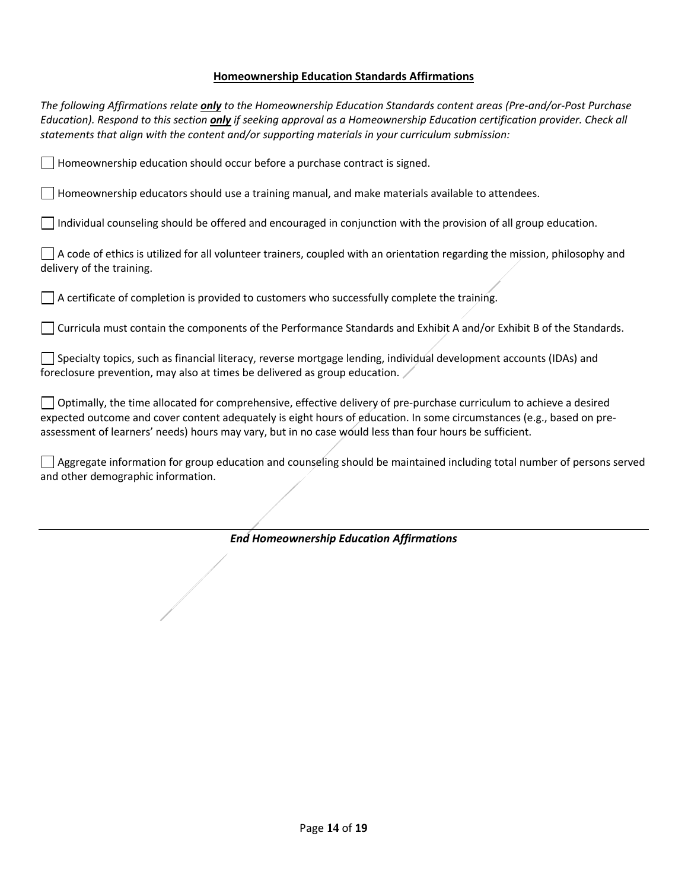**Homeownership Education Standards Affirmations**

*The following Affirmations relate **only** to the Homeownership Education Standards content areas (Pre-and/or-Post Purchase Education). Respond to this section **only** if seeking approval as a Homeownership Education certification provider. Check all statements that align with the content and/or supporting materials in your curriculum submission:*

☐ Homeownership education should occur before a purchase contract is signed.

☐ Homeownership educators should use a training manual, and make materials available to attendees.

☐ Individual counseling should be offered and encouraged in conjunction with the provision of all group education.

☐ A code of ethics is utilized for all volunteer trainers, coupled with an orientation regarding the mission, philosophy and delivery of the training.

☐ A certificate of completion is provided to customers who successfully complete the training.

☐ Curricula must contain the components of the Performance Standards and Exhibit A and/or Exhibit B of the Standards.

☐ Specialty topics, such as financial literacy, reverse mortgage lending, individual development accounts (IDAs) and foreclosure prevention, may also at times be delivered as group education.

☐ Optimally, the time allocated for comprehensive, effective delivery of pre-purchase curriculum to achieve a desired expected outcome and cover content adequately is eight hours of education. In some circumstances (e.g., based on pre-assessment of learners' needs) hours may vary, but in no case would less than four hours be sufficient.

☐ Aggregate information for group education and counseling should be maintained including total number of persons served and other demographic information.

---

***End Homeownership Education Affirmations***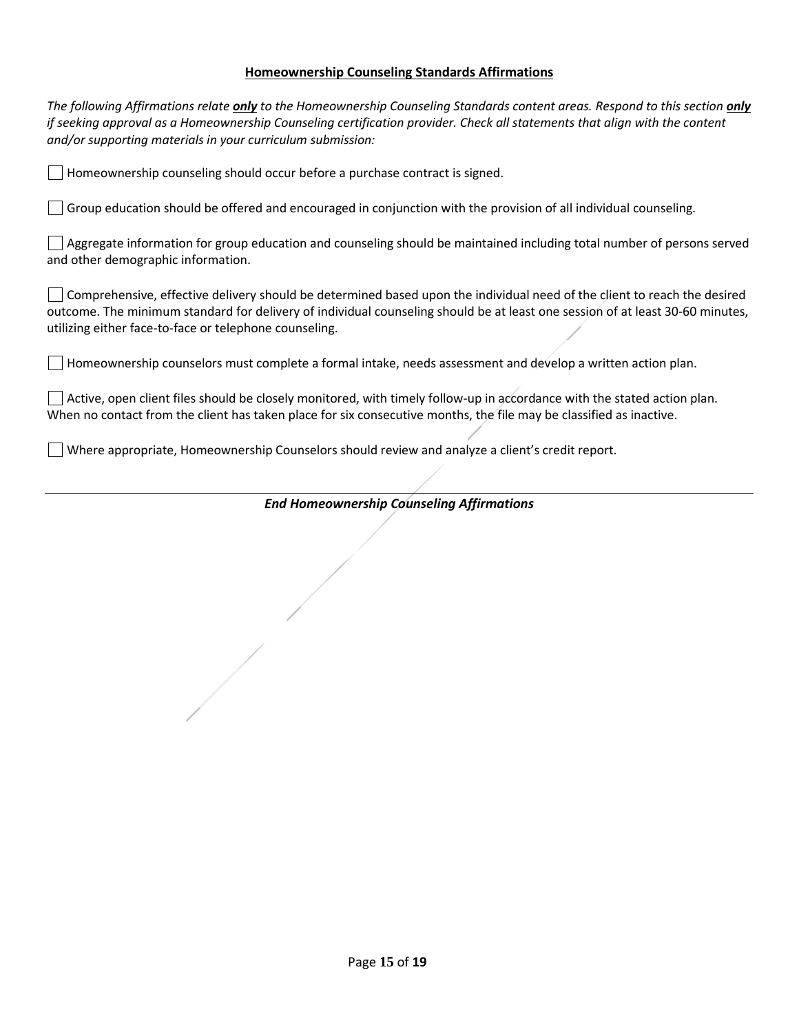## Homeownership Counseling Standards Affirmations

*The following Affirmations relate **only** to the Homeownership Counseling Standards content areas. Respond to this section **only** if seeking approval as a Homeownership Counseling certification provider. Check all statements that align with the content and/or supporting materials in your curriculum submission:*

- [ ] Homeownership counseling should occur before a purchase contract is signed.

- [ ] Group education should be offered and encouraged in conjunction with the provision of all individual counseling.

- [ ] Aggregate information for group education and counseling should be maintained including total number of persons served and other demographic information.

- [ ] Comprehensive, effective delivery should be determined based upon the individual need of the client to reach the desired outcome. The minimum standard for delivery of individual counseling should be at least one session of at least 30-60 minutes, utilizing either face-to-face or telephone counseling.

- [ ] Homeownership counselors must complete a formal intake, needs assessment and develop a written action plan.

- [ ] Active, open client files should be closely monitored, with timely follow-up in accordance with the stated action plan. When no contact from the client has taken place for six consecutive months, the file may be classified as inactive.

- [ ] Where appropriate, Homeownership Counselors should review and analyze a client's credit report.

---

***End Homeownership Counseling Affirmations***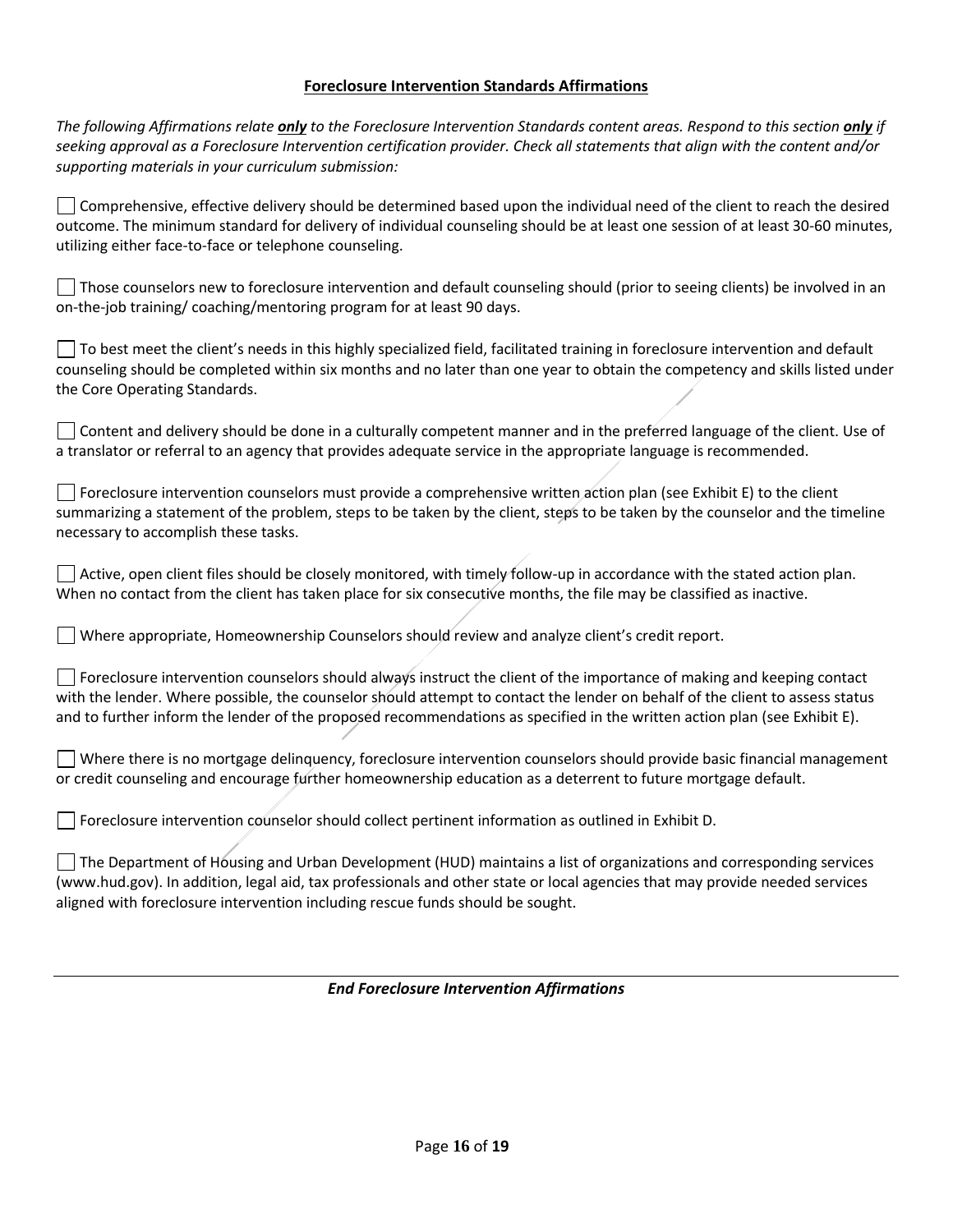## **Foreclosure Intervention Standards Affirmations**

*The following Affirmations relate **only** to the Foreclosure Intervention Standards content areas. Respond to this section **only** if seeking approval as a Foreclosure Intervention certification provider. Check all statements that align with the content and/or supporting materials in your curriculum submission:*

☐ Comprehensive, effective delivery should be determined based upon the individual need of the client to reach the desired outcome. The minimum standard for delivery of individual counseling should be at least one session of at least 30-60 minutes, utilizing either face-to-face or telephone counseling.

☐ Those counselors new to foreclosure intervention and default counseling should (prior to seeing clients) be involved in an on-the-job training/ coaching/mentoring program for at least 90 days.

☐ To best meet the client's needs in this highly specialized field, facilitated training in foreclosure intervention and default counseling should be completed within six months and no later than one year to obtain the competency and skills listed under the Core Operating Standards.

☐ Content and delivery should be done in a culturally competent manner and in the preferred language of the client. Use of a translator or referral to an agency that provides adequate service in the appropriate language is recommended.

☐ Foreclosure intervention counselors must provide a comprehensive written action plan (see Exhibit E) to the client summarizing a statement of the problem, steps to be taken by the client, steps to be taken by the counselor and the timeline necessary to accomplish these tasks.

☐ Active, open client files should be closely monitored, with timely follow-up in accordance with the stated action plan. When no contact from the client has taken place for six consecutive months, the file may be classified as inactive.

☐ Where appropriate, Homeownership Counselors should review and analyze client's credit report.

☐ Foreclosure intervention counselors should always instruct the client of the importance of making and keeping contact with the lender. Where possible, the counselor should attempt to contact the lender on behalf of the client to assess status and to further inform the lender of the proposed recommendations as specified in the written action plan (see Exhibit E).

☐ Where there is no mortgage delinquency, foreclosure intervention counselors should provide basic financial management or credit counseling and encourage further homeownership education as a deterrent to future mortgage default.

☐ Foreclosure intervention counselor should collect pertinent information as outlined in Exhibit D.

☐ The Department of Housing and Urban Development (HUD) maintains a list of organizations and corresponding services (www.hud.gov). In addition, legal aid, tax professionals and other state or local agencies that may provide needed services aligned with foreclosure intervention including rescue funds should be sought.

---

***End Foreclosure Intervention Affirmations***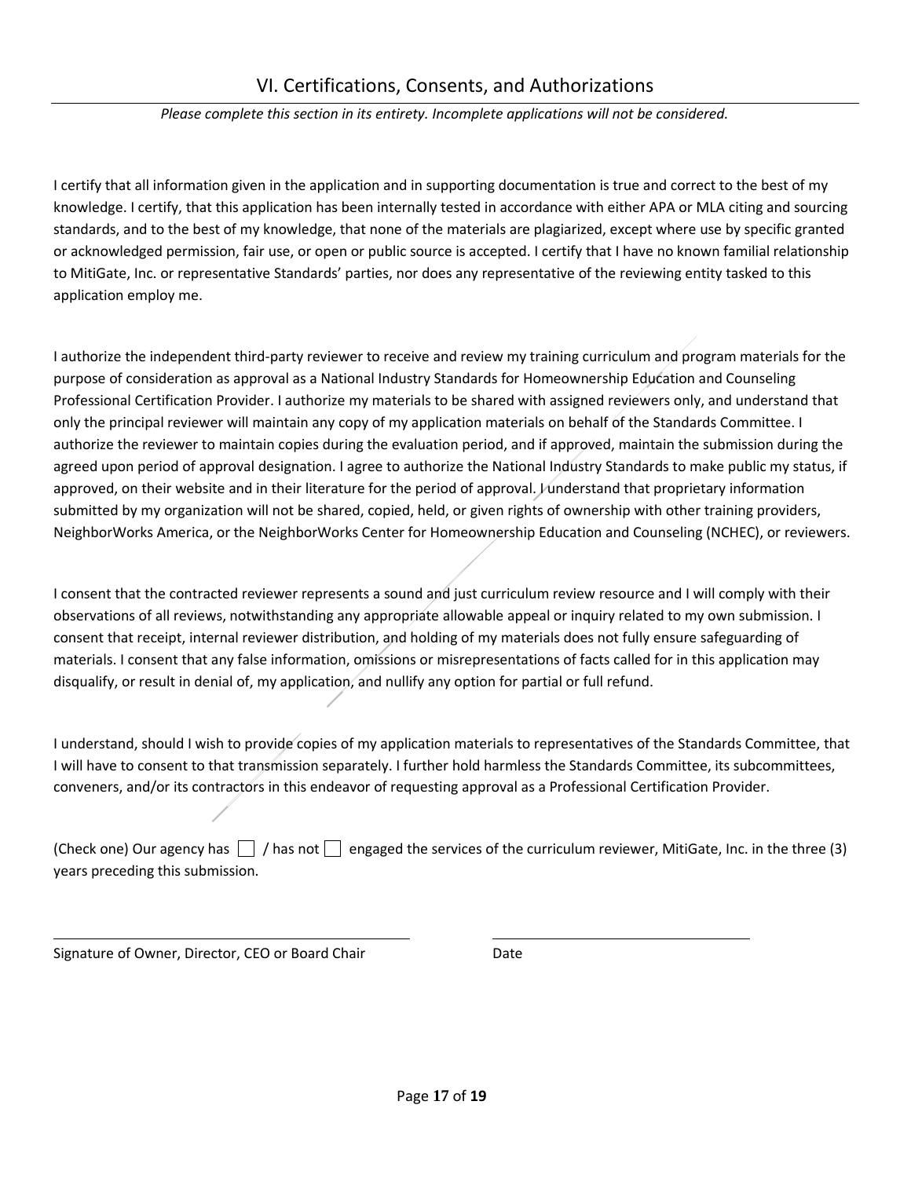## VI. Certifications, Consents, and Authorizations

*Please complete this section in its entirety. Incomplete applications will not be considered.*

I certify that all information given in the application and in supporting documentation is true and correct to the best of my knowledge. I certify, that this application has been internally tested in accordance with either APA or MLA citing and sourcing standards, and to the best of my knowledge, that none of the materials are plagiarized, except where use by specific granted or acknowledged permission, fair use, or open or public source is accepted. I certify that I have no known familial relationship to MitiGate, Inc. or representative Standards' parties, nor does any representative of the reviewing entity tasked to this application employ me.

I authorize the independent third-party reviewer to receive and review my training curriculum and program materials for the purpose of consideration as approval as a National Industry Standards for Homeownership Education and Counseling Professional Certification Provider. I authorize my materials to be shared with assigned reviewers only, and understand that only the principal reviewer will maintain any copy of my application materials on behalf of the Standards Committee. I authorize the reviewer to maintain copies during the evaluation period, and if approved, maintain the submission during the agreed upon period of approval designation. I agree to authorize the National Industry Standards to make public my status, if approved, on their website and in their literature for the period of approval. I understand that proprietary information submitted by my organization will not be shared, copied, held, or given rights of ownership with other training providers, NeighborWorks America, or the NeighborWorks Center for Homeownership Education and Counseling (NCHEC), or reviewers.

I consent that the contracted reviewer represents a sound and just curriculum review resource and I will comply with their observations of all reviews, notwithstanding any appropriate allowable appeal or inquiry related to my own submission. I consent that receipt, internal reviewer distribution, and holding of my materials does not fully ensure safeguarding of materials. I consent that any false information, omissions or misrepresentations of facts called for in this application may disqualify, or result in denial of, my application, and nullify any option for partial or full refund.

I understand, should I wish to provide copies of my application materials to representatives of the Standards Committee, that I will have to consent to that transmission separately. I further hold harmless the Standards Committee, its subcommittees, conveners, and/or its contractors in this endeavor of requesting approval as a Professional Certification Provider.

(Check one) Our agency has ☐ / has not ☐ engaged the services of the curriculum reviewer, MitiGate, Inc. in the three (3) years preceding this submission.

\_\_\_\_\_\_\_\_\_\_\_\_\_\_\_\_\_\_\_\_\_\_\_\_\_\_\_\_\_\_\_\_\_\_\_\_\_\_\_\_ \_\_\_\_\_\_\_\_\_\_\_\_\_\_\_\_\_\_\_\_\_\_\_\_\_\_\_\_\_\_

Signature of Owner, Director, CEO or Board Chair Date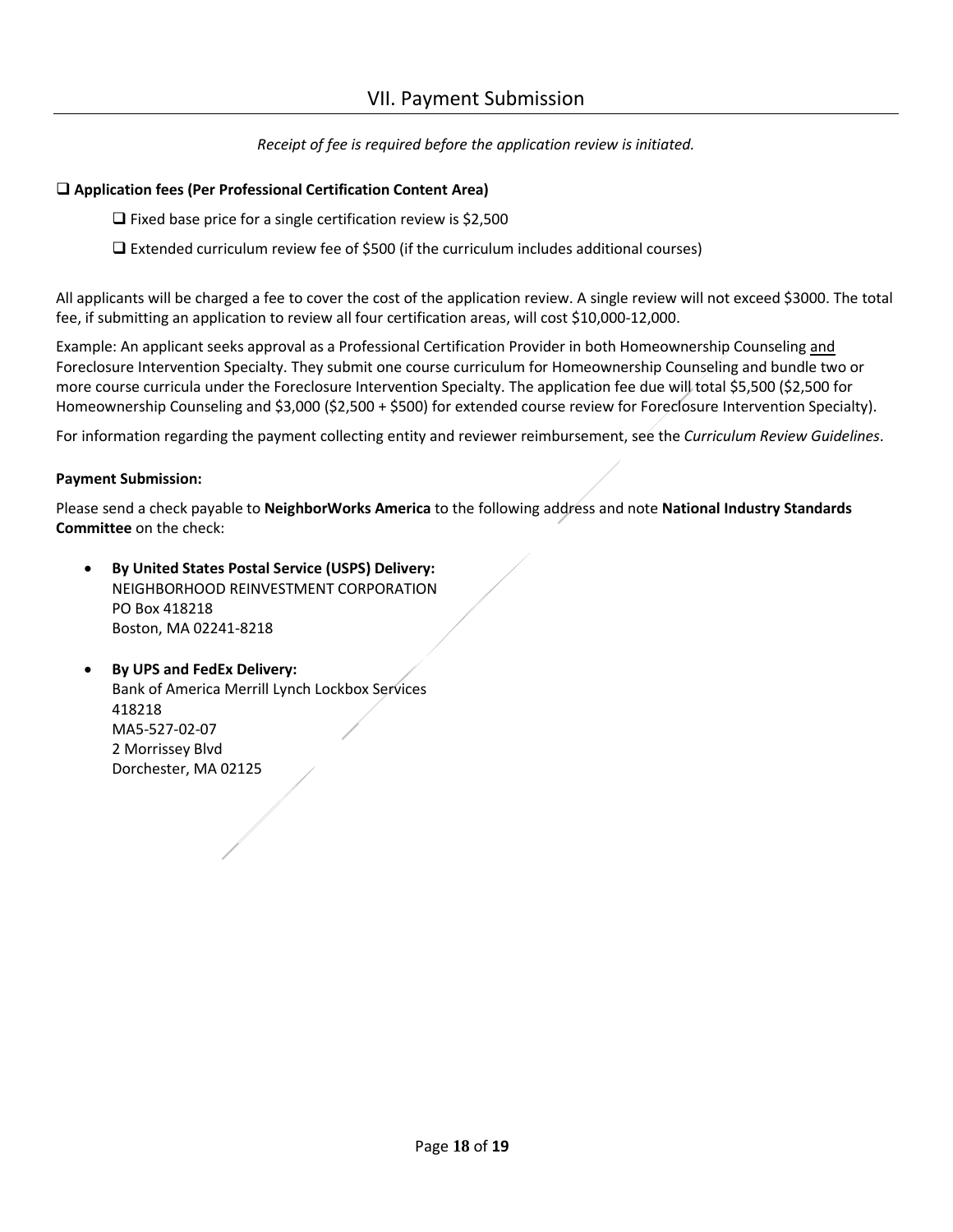## VII. Payment Submission

*Receipt of fee is required before the application review is initiated.*

- ❑ **Application fees (Per Professional Certification Content Area)**
  - ❑ Fixed base price for a single certification review is $2,500
  - ❑ Extended curriculum review fee of $500 (if the curriculum includes additional courses)

All applicants will be charged a fee to cover the cost of the application review. A single review will not exceed $3000. The total fee, if submitting an application to review all four certification areas, will cost $10,000-12,000.

Example: An applicant seeks approval as a Professional Certification Provider in both Homeownership Counseling and Foreclosure Intervention Specialty. They submit one course curriculum for Homeownership Counseling and bundle two or more course curricula under the Foreclosure Intervention Specialty. The application fee due will total $5,500 ($2,500 for Homeownership Counseling and $3,000 ($2,500 + $500) for extended course review for Foreclosure Intervention Specialty).

For information regarding the payment collecting entity and reviewer reimbursement, see the *Curriculum Review Guidelines*.

**Payment Submission:**

Please send a check payable to **NeighborWorks America** to the following address and note **National Industry Standards Committee** on the check:

- **By United States Postal Service (USPS) Delivery:**
  NEIGHBORHOOD REINVESTMENT CORPORATION
  PO Box 418218
  Boston, MA 02241-8218

- **By UPS and FedEx Delivery:**
  Bank of America Merrill Lynch Lockbox Services
  418218
  MA5-527-02-07
  2 Morrissey Blvd
  Dorchester, MA 02125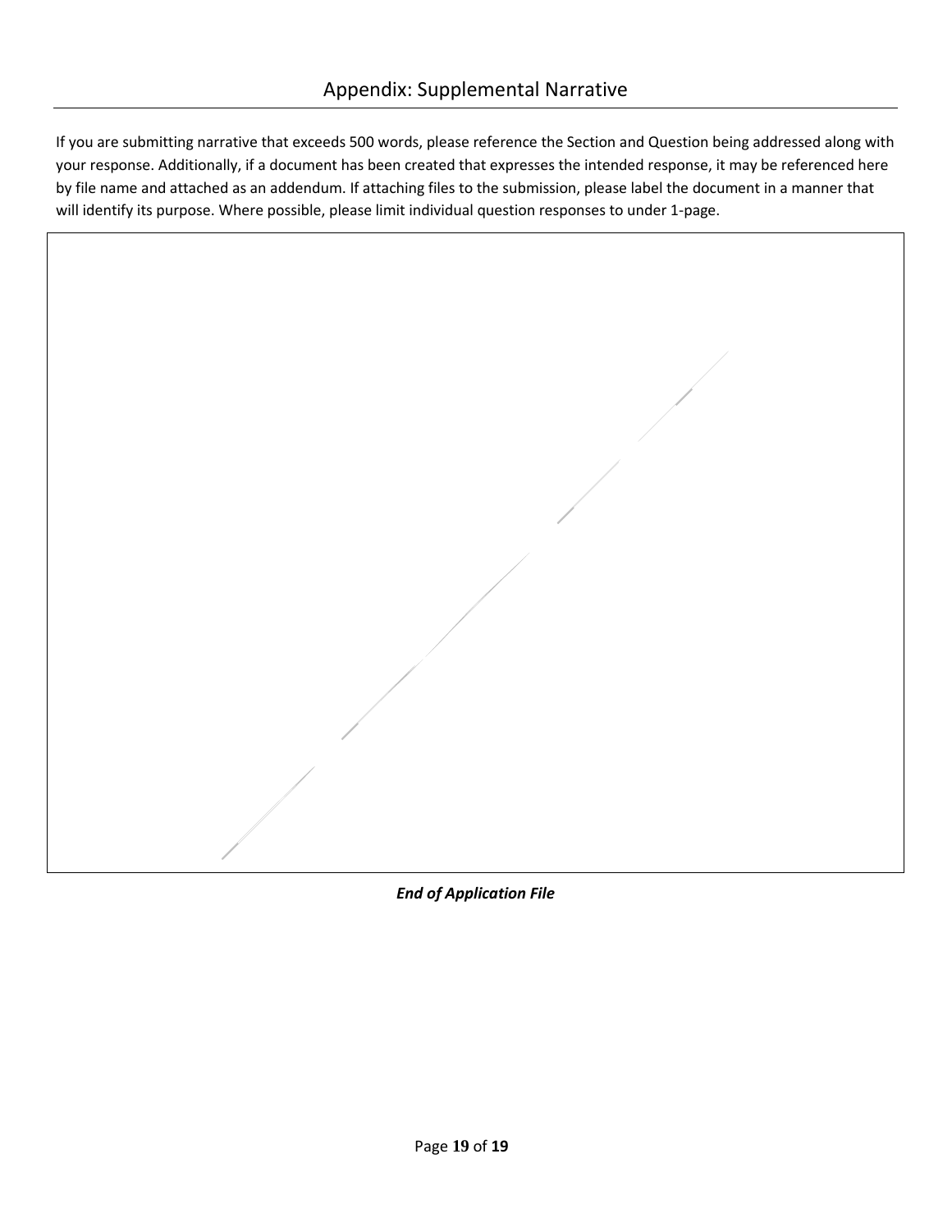# Appendix: Supplemental Narrative

If you are submitting narrative that exceeds 500 words, please reference the Section and Question being addressed along with your response. Additionally, if a document has been created that expresses the intended response, it may be referenced here by file name and attached as an addendum. If attaching files to the submission, please label the document in a manner that will identify its purpose. Where possible, please limit individual question responses to under 1-page.

***End of Application File***